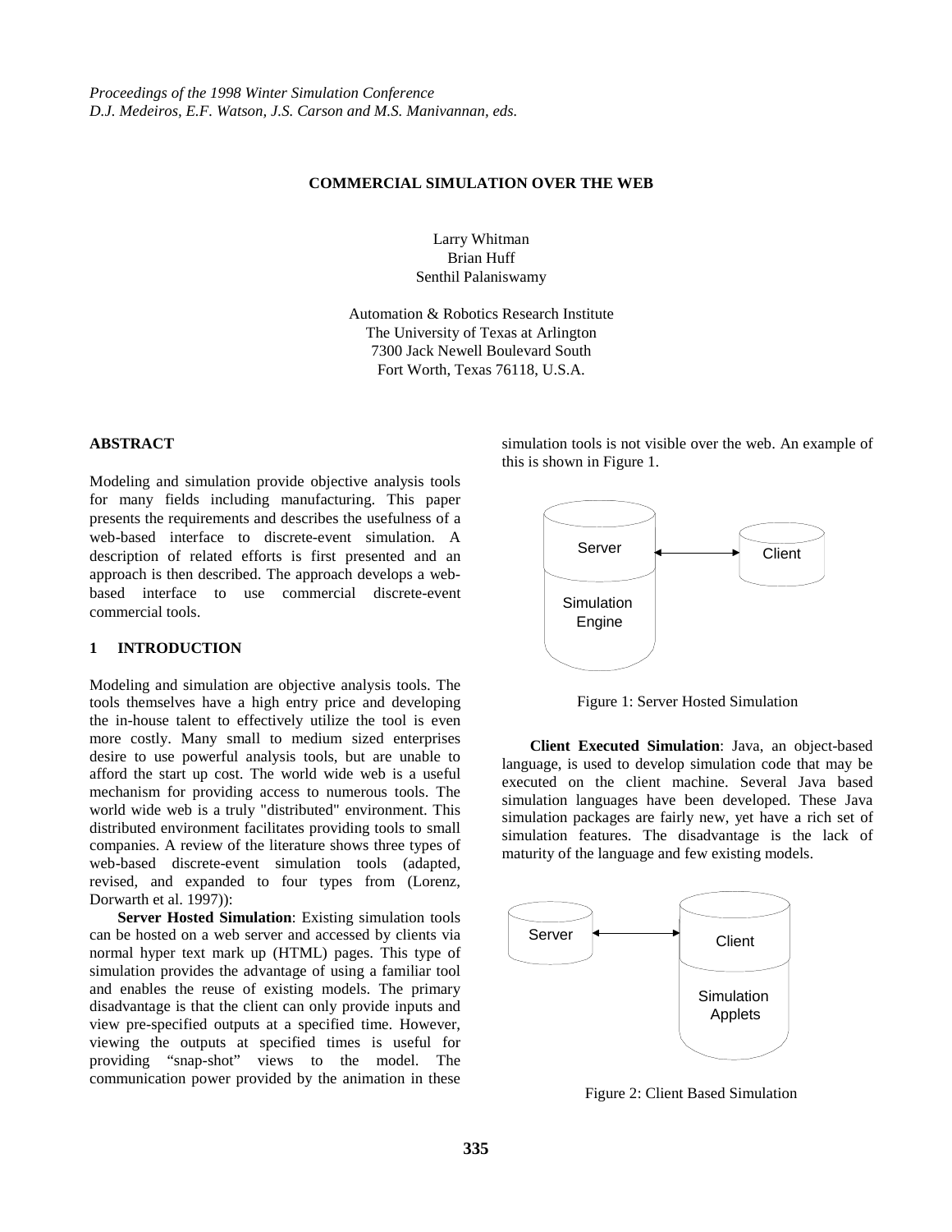*Proceedings of the 1998 Winter Simulation Conference*
*D.J. Medeiros, E.F. Watson, J.S. Carson and M.S. Manivannan, eds.*

# COMMERCIAL SIMULATION OVER THE WEB

Larry Whitman
Brian Huff
Senthil Palaniswamy

Automation & Robotics Research Institute
The University of Texas at Arlington
7300 Jack Newell Boulevard South
Fort Worth, Texas 76118, U.S.A.

## ABSTRACT

Modeling and simulation provide objective analysis tools for many fields including manufacturing. This paper presents the requirements and describes the usefulness of a web-based interface to discrete-event simulation. A description of related efforts is first presented and an approach is then described. The approach develops a web-based interface to use commercial discrete-event commercial tools.

## 1 INTRODUCTION

Modeling and simulation are objective analysis tools. The tools themselves have a high entry price and developing the in-house talent to effectively utilize the tool is even more costly. Many small to medium sized enterprises desire to use powerful analysis tools, but are unable to afford the start up cost. The world wide web is a useful mechanism for providing access to numerous tools. The world wide web is a truly "distributed" environment. This distributed environment facilitates providing tools to small companies. A review of the literature shows three types of web-based discrete-event simulation tools (adapted, revised, and expanded to four types from (Lorenz, Dorwarth et al. 1997)):

**Server Hosted Simulation**: Existing simulation tools can be hosted on a web server and accessed by clients via normal hyper text mark up (HTML) pages. This type of simulation provides the advantage of using a familiar tool and enables the reuse of existing models. The primary disadvantage is that the client can only provide inputs and view pre-specified outputs at a specified time. However, viewing the outputs at specified times is useful for providing "snap-shot" views to the model. The communication power provided by the animation in these simulation tools is not visible over the web. An example of this is shown in Figure 1.

Figure 1: Server Hosted Simulation

**Client Executed Simulation**: Java, an object-based language, is used to develop simulation code that may be executed on the client machine. Several Java based simulation languages have been developed. These Java simulation packages are fairly new, yet have a rich set of simulation features. The disadvantage is the lack of maturity of the language and few existing models.

Figure 2: Client Based Simulation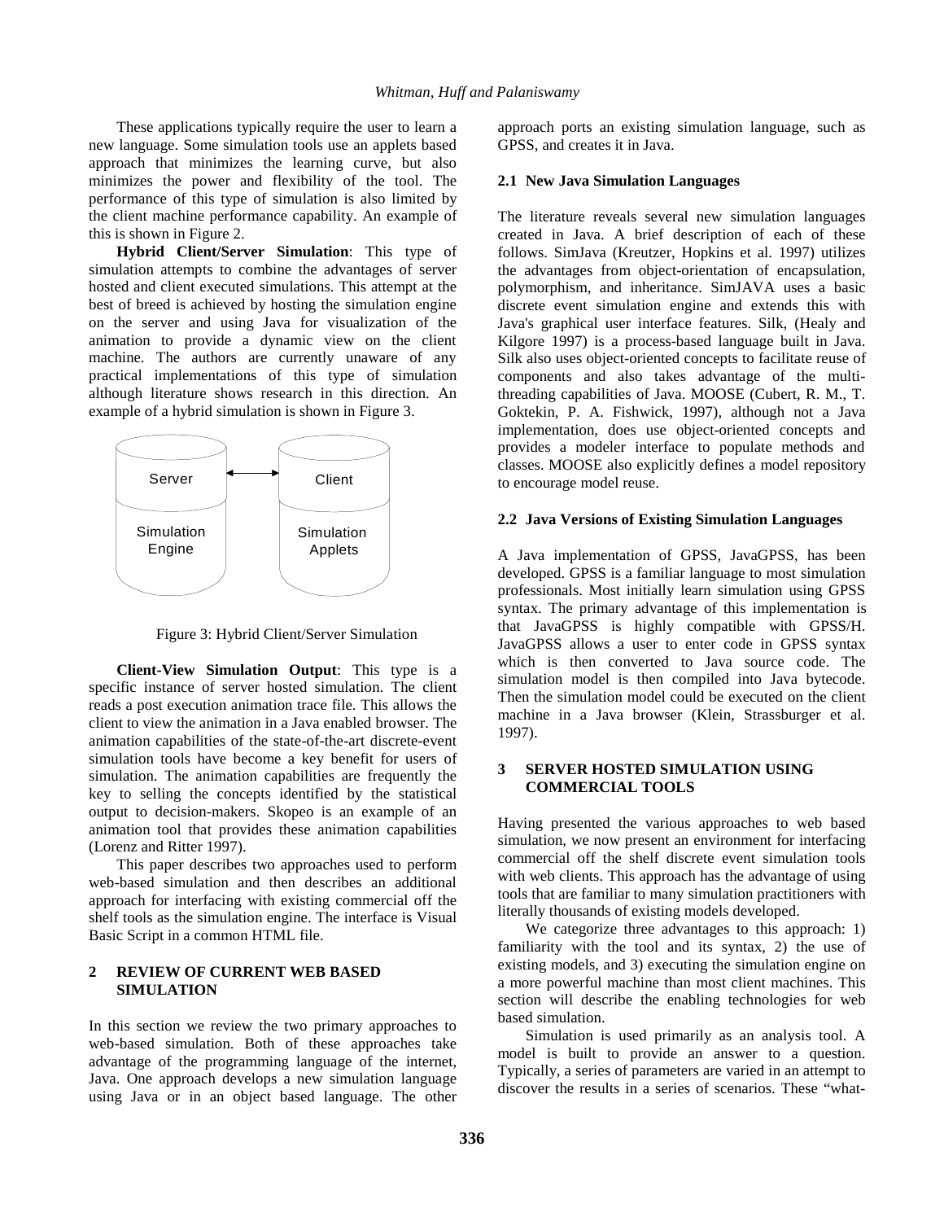These applications typically require the user to learn a new language. Some simulation tools use an applets based approach that minimizes the learning curve, but also minimizes the power and flexibility of the tool. The performance of this type of simulation is also limited by the client machine performance capability. An example of this is shown in Figure 2.

**Hybrid Client/Server Simulation**: This type of simulation attempts to combine the advantages of server hosted and client executed simulations. This attempt at the best of breed is achieved by hosting the simulation engine on the server and using Java for visualization of the animation to provide a dynamic view on the client machine. The authors are currently unaware of any practical implementations of this type of simulation although literature shows research in this direction. An example of a hybrid simulation is shown in Figure 3.

Server — Simulation Engine ↔ Client — Simulation Applets

Figure 3: Hybrid Client/Server Simulation

**Client-View Simulation Output**: This type is a specific instance of server hosted simulation. The client reads a post execution animation trace file. This allows the client to view the animation in a Java enabled browser. The animation capabilities of the state-of-the-art discrete-event simulation tools have become a key benefit for users of simulation. The animation capabilities are frequently the key to selling the concepts identified by the statistical output to decision-makers. Skopeo is an example of an animation tool that provides these animation capabilities (Lorenz and Ritter 1997).

This paper describes two approaches used to perform web-based simulation and then describes an additional approach for interfacing with existing commercial off the shelf tools as the simulation engine. The interface is Visual Basic Script in a common HTML file.

## 2 REVIEW OF CURRENT WEB BASED SIMULATION

In this section we review the two primary approaches to web-based simulation. Both of these approaches take advantage of the programming language of the internet, Java. One approach develops a new simulation language using Java or in an object based language. The other approach ports an existing simulation language, such as GPSS, and creates it in Java.

### 2.1 New Java Simulation Languages

The literature reveals several new simulation languages created in Java. A brief description of each of these follows. SimJava (Kreutzer, Hopkins et al. 1997) utilizes the advantages from object-orientation of encapsulation, polymorphism, and inheritance. SimJAVA uses a basic discrete event simulation engine and extends this with Java's graphical user interface features. Silk, (Healy and Kilgore 1997) is a process-based language built in Java. Silk also uses object-oriented concepts to facilitate reuse of components and also takes advantage of the multi-threading capabilities of Java. MOOSE (Cubert, R. M., T. Goktekin, P. A. Fishwick, 1997), although not a Java implementation, does use object-oriented concepts and provides a modeler interface to populate methods and classes. MOOSE also explicitly defines a model repository to encourage model reuse.

### 2.2 Java Versions of Existing Simulation Languages

A Java implementation of GPSS, JavaGPSS, has been developed. GPSS is a familiar language to most simulation professionals. Most initially learn simulation using GPSS syntax. The primary advantage of this implementation is that JavaGPSS is highly compatible with GPSS/H. JavaGPSS allows a user to enter code in GPSS syntax which is then converted to Java source code. The simulation model is then compiled into Java bytecode. Then the simulation model could be executed on the client machine in a Java browser (Klein, Strassburger et al. 1997).

## 3 SERVER HOSTED SIMULATION USING COMMERCIAL TOOLS

Having presented the various approaches to web based simulation, we now present an environment for interfacing commercial off the shelf discrete event simulation tools with web clients. This approach has the advantage of using tools that are familiar to many simulation practitioners with literally thousands of existing models developed.

We categorize three advantages to this approach: 1) familiarity with the tool and its syntax, 2) the use of existing models, and 3) executing the simulation engine on a more powerful machine than most client machines. This section will describe the enabling technologies for web based simulation.

Simulation is used primarily as an analysis tool. A model is built to provide an answer to a question. Typically, a series of parameters are varied in an attempt to discover the results in a series of scenarios. These "what-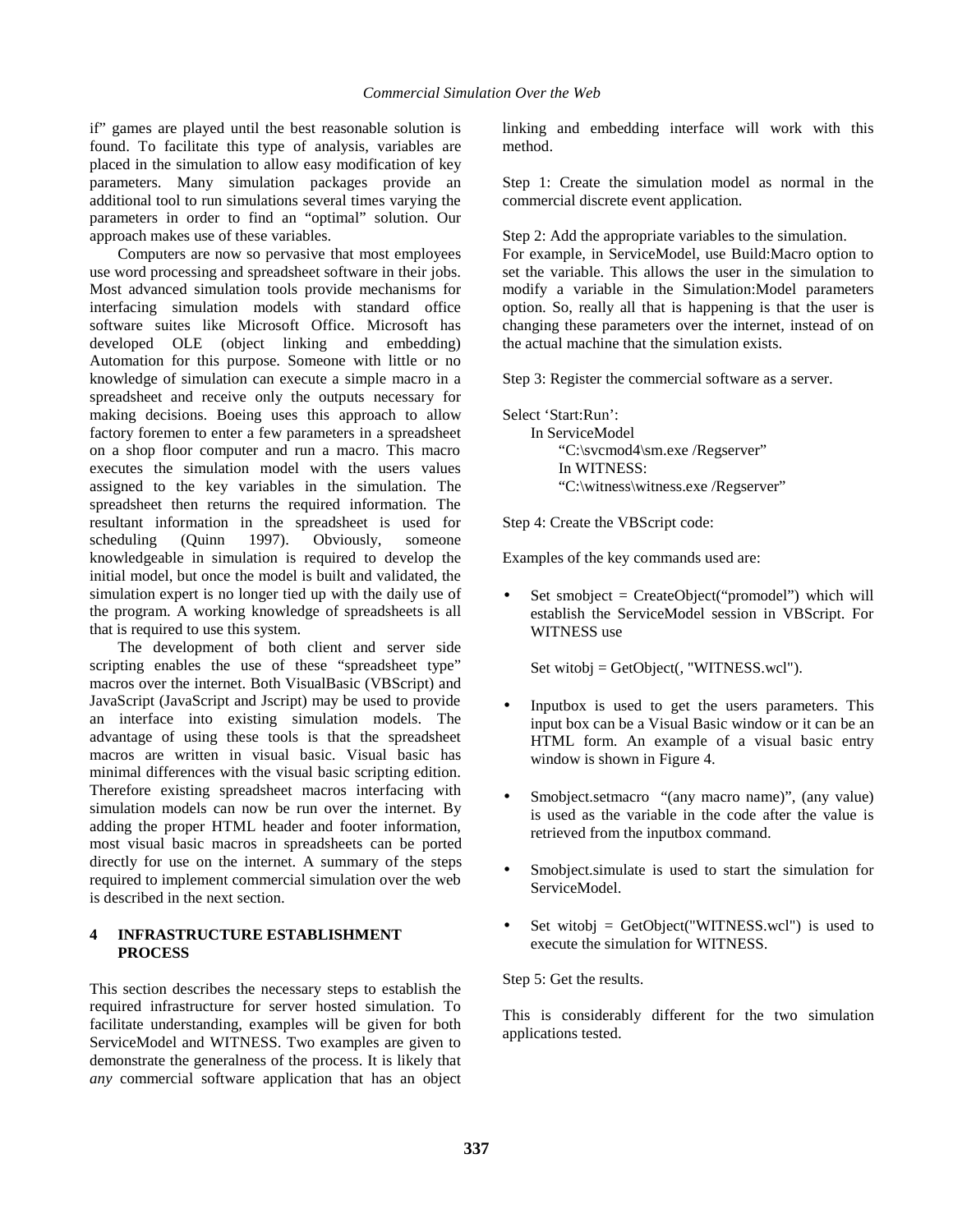if" games are played until the best reasonable solution is found. To facilitate this type of analysis, variables are placed in the simulation to allow easy modification of key parameters. Many simulation packages provide an additional tool to run simulations several times varying the parameters in order to find an "optimal" solution. Our approach makes use of these variables.

Computers are now so pervasive that most employees use word processing and spreadsheet software in their jobs. Most advanced simulation tools provide mechanisms for interfacing simulation models with standard office software suites like Microsoft Office. Microsoft has developed OLE (object linking and embedding) Automation for this purpose. Someone with little or no knowledge of simulation can execute a simple macro in a spreadsheet and receive only the outputs necessary for making decisions. Boeing uses this approach to allow factory foremen to enter a few parameters in a spreadsheet on a shop floor computer and run a macro. This macro executes the simulation model with the users values assigned to the key variables in the simulation. The spreadsheet then returns the required information. The resultant information in the spreadsheet is used for scheduling (Quinn 1997). Obviously, someone knowledgeable in simulation is required to develop the initial model, but once the model is built and validated, the simulation expert is no longer tied up with the daily use of the program. A working knowledge of spreadsheets is all that is required to use this system.

The development of both client and server side scripting enables the use of these "spreadsheet type" macros over the internet. Both VisualBasic (VBScript) and JavaScript (JavaScript and Jscript) may be used to provide an interface into existing simulation models. The advantage of using these tools is that the spreadsheet macros are written in visual basic. Visual basic has minimal differences with the visual basic scripting edition. Therefore existing spreadsheet macros interfacing with simulation models can now be run over the internet. By adding the proper HTML header and footer information, most visual basic macros in spreadsheets can be ported directly for use on the internet. A summary of the steps required to implement commercial simulation over the web is described in the next section.

## 4 INFRASTRUCTURE ESTABLISHMENT PROCESS

This section describes the necessary steps to establish the required infrastructure for server hosted simulation. To facilitate understanding, examples will be given for both ServiceModel and WITNESS. Two examples are given to demonstrate the generalness of the process. It is likely that *any* commercial software application that has an object linking and embedding interface will work with this method.

Step 1: Create the simulation model as normal in the commercial discrete event application.

Step 2: Add the appropriate variables to the simulation.
For example, in ServiceModel, use Build:Macro option to set the variable. This allows the user in the simulation to modify a variable in the Simulation:Model parameters option. So, really all that is happening is that the user is changing these parameters over the internet, instead of on the actual machine that the simulation exists.

Step 3: Register the commercial software as a server.

Select 'Start:Run':
In ServiceModel
"C:\svcmod4\sm.exe /Regserver"
In WITNESS:
"C:\witness\witness.exe /Regserver"

Step 4: Create the VBScript code:

Examples of the key commands used are:

- Set smobject = CreateObject("promodel") which will establish the ServiceModel session in VBScript. For WITNESS use

  Set witobj = GetObject(, "WITNESS.wcl").

- Inputbox is used to get the users parameters. This input box can be a Visual Basic window or it can be an HTML form. An example of a visual basic entry window is shown in Figure 4.

- Smobject.setmacro "(any macro name)", (any value) is used as the variable in the code after the value is retrieved from the inputbox command.

- Smobject.simulate is used to start the simulation for ServiceModel.

- Set witobj = GetObject("WITNESS.wcl") is used to execute the simulation for WITNESS.

Step 5: Get the results.

This is considerably different for the two simulation applications tested.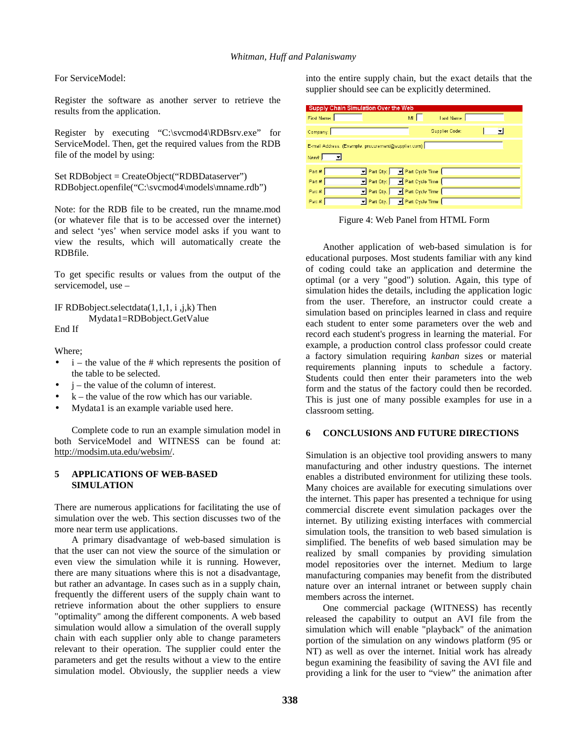For ServiceModel:

Register the software as another server to retrieve the results from the application.

Register by executing "C:\svcmod4\RDBsrv.exe" for ServiceModel. Then, get the required values from the RDB file of the model by using:

```
Set RDBobject = CreateObject("RDBDataserver")
RDBobject.openfile("C:\svcmod4\models\mname.rdb")
```

Note: for the RDB file to be created, run the mname.mod (or whatever file that is to be accessed over the internet) and select 'yes' when service model asks if you want to view the results, which will automatically create the RDBfile.

To get specific results or values from the output of the servicemodel, use –

```
IF RDBobject.selectdata(1,1,1, i ,j,k) Then
        Mydata1=RDBobject.GetValue
End If
```

Where;

- i – the value of the # which represents the position of the table to be selected.
- j – the value of the column of interest.
- k – the value of the row which has our variable.
- Mydata1 is an example variable used here.

Complete code to run an example simulation model in both ServiceModel and WITNESS can be found at: http://modsim.uta.edu/websim/.

## 5 APPLICATIONS OF WEB-BASED SIMULATION

There are numerous applications for facilitating the use of simulation over the web. This section discusses two of the more near term use applications.

A primary disadvantage of web-based simulation is that the user can not view the source of the simulation or even view the simulation while it is running. However, there are many situations where this is not a disadvantage, but rather an advantage. In cases such as in a supply chain, frequently the different users of the supply chain want to retrieve information about the other suppliers to ensure "optimality" among the different components. A web based simulation would allow a simulation of the overall supply chain with each supplier only able to change parameters relevant to their operation. The supplier could enter the parameters and get the results without a view to the entire simulation model. Obviously, the supplier needs a view into the entire supply chain, but the exact details that the supplier should see can be explicitly determined.

Supply Chain Simulation Over the Web

First Name: MI: Last Name:

Company: Supplier Code:

E-mail Address: (Example: procurement@supplier.com)

Need:

Part #: Part Qty: Part Cycle Time

Part #: Part Qty: Part Cycle Time

Part #: Part Qty: Part Cycle Time

Part #: Part Qty: Part Cycle Time

Figure 4: Web Panel from HTML Form

Another application of web-based simulation is for educational purposes. Most students familiar with any kind of coding could take an application and determine the optimal (or a very "good") solution. Again, this type of simulation hides the details, including the application logic from the user. Therefore, an instructor could create a simulation based on principles learned in class and require each student to enter some parameters over the web and record each student's progress in learning the material. For example, a production control class professor could create a factory simulation requiring *kanban* sizes or material requirements planning inputs to schedule a factory. Students could then enter their parameters into the web form and the status of the factory could then be recorded. This is just one of many possible examples for use in a classroom setting.

## 6 CONCLUSIONS AND FUTURE DIRECTIONS

Simulation is an objective tool providing answers to many manufacturing and other industry questions. The internet enables a distributed environment for utilizing these tools. Many choices are available for executing simulations over the internet. This paper has presented a technique for using commercial discrete event simulation packages over the internet. By utilizing existing interfaces with commercial simulation tools, the transition to web based simulation is simplified. The benefits of web based simulation may be realized by small companies by providing simulation model repositories over the internet. Medium to large manufacturing companies may benefit from the distributed nature over an internal intranet or between supply chain members across the internet.

One commercial package (WITNESS) has recently released the capability to output an AVI file from the simulation which will enable "playback" of the animation portion of the simulation on any windows platform (95 or NT) as well as over the internet. Initial work has already begun examining the feasibility of saving the AVI file and providing a link for the user to "view" the animation after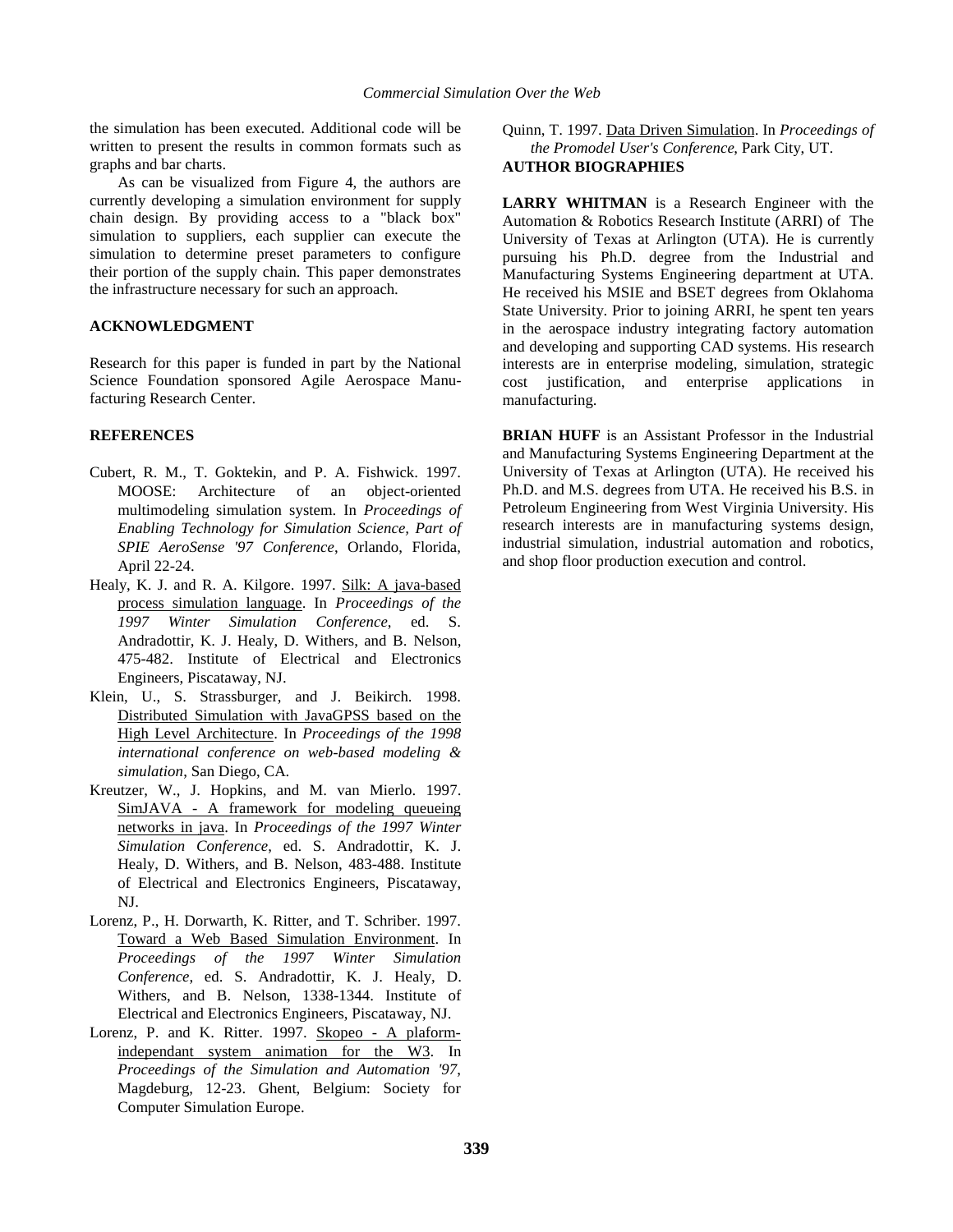the simulation has been executed. Additional code will be written to present the results in common formats such as graphs and bar charts.

As can be visualized from Figure 4, the authors are currently developing a simulation environment for supply chain design. By providing access to a "black box" simulation to suppliers, each supplier can execute the simulation to determine preset parameters to configure their portion of the supply chain. This paper demonstrates the infrastructure necessary for such an approach.

## ACKNOWLEDGMENT

Research for this paper is funded in part by the National Science Foundation sponsored Agile Aerospace Manufacturing Research Center.

## REFERENCES

Cubert, R. M., T. Goktekin, and P. A. Fishwick. 1997. MOOSE: Architecture of an object-oriented multimodeling simulation system. In *Proceedings of Enabling Technology for Simulation Science, Part of SPIE AeroSense '97 Conference*, Orlando, Florida, April 22-24.

Healy, K. J. and R. A. Kilgore. 1997. Silk: A java-based process simulation language. In *Proceedings of the 1997 Winter Simulation Conference*, ed. S. Andradottir, K. J. Healy, D. Withers, and B. Nelson, 475-482. Institute of Electrical and Electronics Engineers, Piscataway, NJ.

Klein, U., S. Strassburger, and J. Beikirch. 1998. Distributed Simulation with JavaGPSS based on the High Level Architecture. In *Proceedings of the 1998 international conference on web-based modeling & simulation*, San Diego, CA.

Kreutzer, W., J. Hopkins, and M. van Mierlo. 1997. SimJAVA - A framework for modeling queueing networks in java. In *Proceedings of the 1997 Winter Simulation Conference*, ed. S. Andradottir, K. J. Healy, D. Withers, and B. Nelson, 483-488. Institute of Electrical and Electronics Engineers, Piscataway, NJ.

Lorenz, P., H. Dorwarth, K. Ritter, and T. Schriber. 1997. Toward a Web Based Simulation Environment. In *Proceedings of the 1997 Winter Simulation Conference*, ed. S. Andradottir, K. J. Healy, D. Withers, and B. Nelson, 1338-1344. Institute of Electrical and Electronics Engineers, Piscataway, NJ.

Lorenz, P. and K. Ritter. 1997. Skopeo - A plaform-independant system animation for the W3. In *Proceedings of the Simulation and Automation '97*, Magdeburg, 12-23. Ghent, Belgium: Society for Computer Simulation Europe.

Quinn, T. 1997. Data Driven Simulation. In *Proceedings of the Promodel User's Conference*, Park City, UT.

## AUTHOR BIOGRAPHIES

**LARRY WHITMAN** is a Research Engineer with the Automation & Robotics Research Institute (ARRI) of The University of Texas at Arlington (UTA). He is currently pursuing his Ph.D. degree from the Industrial and Manufacturing Systems Engineering department at UTA. He received his MSIE and BSET degrees from Oklahoma State University. Prior to joining ARRI, he spent ten years in the aerospace industry integrating factory automation and developing and supporting CAD systems. His research interests are in enterprise modeling, simulation, strategic cost justification, and enterprise applications in manufacturing.

**BRIAN HUFF** is an Assistant Professor in the Industrial and Manufacturing Systems Engineering Department at the University of Texas at Arlington (UTA). He received his Ph.D. and M.S. degrees from UTA. He received his B.S. in Petroleum Engineering from West Virginia University. His research interests are in manufacturing systems design, industrial simulation, industrial automation and robotics, and shop floor production execution and control.